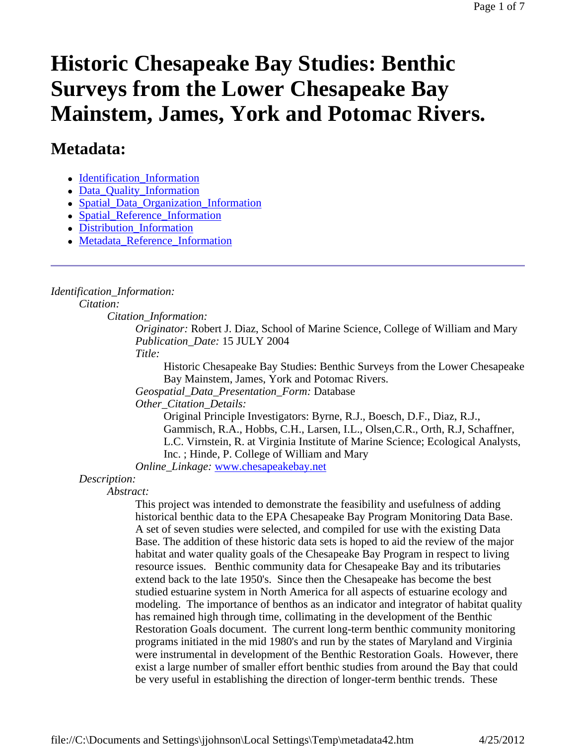# Historic Chesapeake Bay Studies: Benthic Surveys from the Lower Chesapeake Bay Mainstem, James, York and Potomac Rivers.

## Metadata:

- Identification_Information
- Data_Quality_Information
- Spatial_Data_Organization_Information
- Spatial_Reference_Information
- Distribution_Information
- Metadata_Reference_Information

---

*Identification_Information:*

*Citation:*

*Citation_Information:*

*Originator:* Robert J. Diaz, School of Marine Science, College of William and Mary

*Publication_Date:* 15 JULY 2004

*Title:*

Historic Chesapeake Bay Studies: Benthic Surveys from the Lower Chesapeake Bay Mainstem, James, York and Potomac Rivers.

*Geospatial_Data_Presentation_Form:* Database

*Other_Citation_Details:*

Original Principle Investigators: Byrne, R.J., Boesch, D.F., Diaz, R.J., Gammisch, R.A., Hobbs, C.H., Larsen, I.L., Olsen,C.R., Orth, R.J, Schaffner, L.C. Virnstein, R. at Virginia Institute of Marine Science; Ecological Analysts, Inc. ; Hinde, P. College of William and Mary

*Online_Linkage:* www.chesapeakebay.net

*Description:*

*Abstract:*

This project was intended to demonstrate the feasibility and usefulness of adding historical benthic data to the EPA Chesapeake Bay Program Monitoring Data Base. A set of seven studies were selected, and compiled for use with the existing Data Base. The addition of these historic data sets is hoped to aid the review of the major habitat and water quality goals of the Chesapeake Bay Program in respect to living resource issues. Benthic community data for Chesapeake Bay and its tributaries extend back to the late 1950's. Since then the Chesapeake has become the best studied estuarine system in North America for all aspects of estuarine ecology and modeling. The importance of benthos as an indicator and integrator of habitat quality has remained high through time, collimating in the development of the Benthic Restoration Goals document. The current long-term benthic community monitoring programs initiated in the mid 1980's and run by the states of Maryland and Virginia were instrumental in development of the Benthic Restoration Goals. However, there exist a large number of smaller effort benthic studies from around the Bay that could be very useful in establishing the direction of longer-term benthic trends. These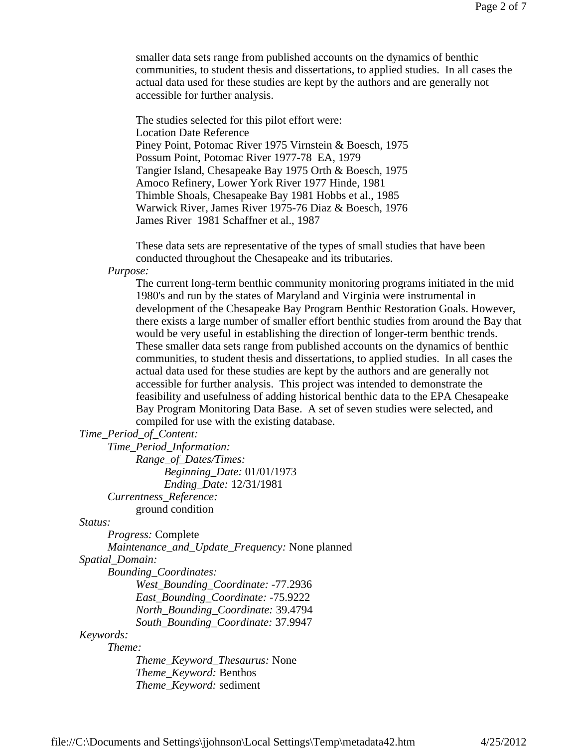smaller data sets range from published accounts on the dynamics of benthic communities, to student thesis and dissertations, to applied studies. In all cases the actual data used for these studies are kept by the authors and are generally not accessible for further analysis.

The studies selected for this pilot effort were:

| Location | Date | Reference |
| --- | --- | --- |
| Piney Point, Potomac River | 1975 | Virnstein & Boesch, 1975 |
| Possum Point, Potomac River | 1977-78 | EA, 1979 |
| Tangier Island, Chesapeake Bay | 1975 | Orth & Boesch, 1975 |
| Amoco Refinery, Lower York River | 1977 | Hinde, 1981 |
| Thimble Shoals, Chesapeake Bay | 1981 | Hobbs et al., 1985 |
| Warwick River, James River | 1975-76 | Diaz & Boesch, 1976 |
| James River | 1981 | Schaffner et al., 1987 |

These data sets are representative of the types of small studies that have been conducted throughout the Chesapeake and its tributaries.

*Purpose:*

The current long-term benthic community monitoring programs initiated in the mid 1980's and run by the states of Maryland and Virginia were instrumental in development of the Chesapeake Bay Program Benthic Restoration Goals. However, there exists a large number of smaller effort benthic studies from around the Bay that would be very useful in establishing the direction of longer-term benthic trends. These smaller data sets range from published accounts on the dynamics of benthic communities, to student thesis and dissertations, to applied studies. In all cases the actual data used for these studies are kept by the authors and are generally not accessible for further analysis. This project was intended to demonstrate the feasibility and usefulness of adding historical benthic data to the EPA Chesapeake Bay Program Monitoring Data Base. A set of seven studies were selected, and compiled for use with the existing database.

*Time_Period_of_Content:*

- *Time_Period_Information:*
  - *Range_of_Dates/Times:*
    - *Beginning_Date:* 01/01/1973
    - *Ending_Date:* 12/31/1981
- *Currentness_Reference:*
  - ground condition

*Status:*

- *Progress:* Complete
- *Maintenance_and_Update_Frequency:* None planned

*Spatial_Domain:*

- *Bounding_Coordinates:*
  - *West_Bounding_Coordinate:* -77.2936
  - *East_Bounding_Coordinate:* -75.9222
  - *North_Bounding_Coordinate:* 39.4794
  - *South_Bounding_Coordinate:* 37.9947

*Keywords:*

- *Theme:*
  - *Theme_Keyword_Thesaurus:* None
  - *Theme_Keyword:* Benthos
  - *Theme_Keyword:* sediment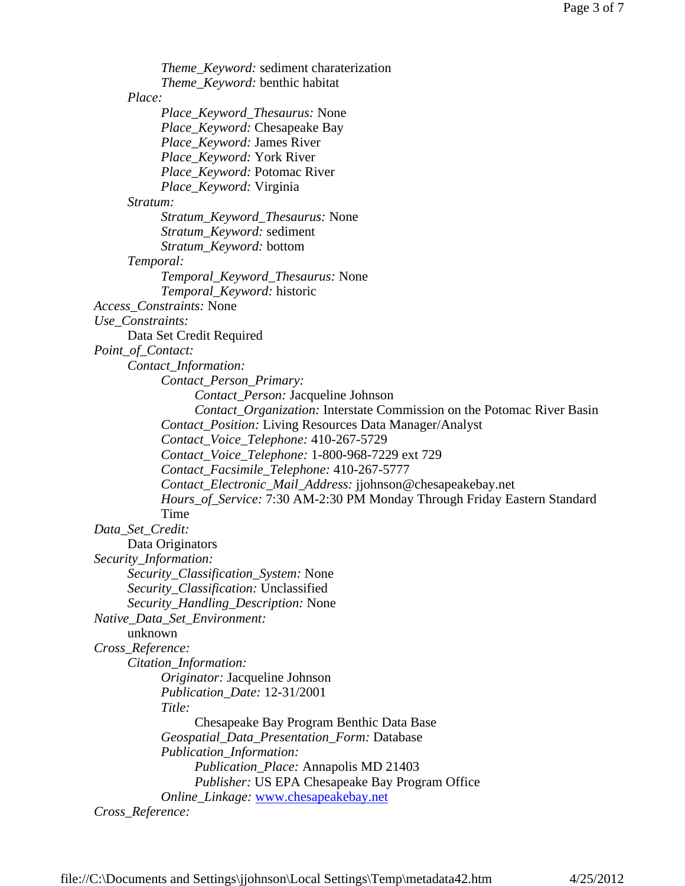*Theme_Keyword:* sediment charaterization
*Theme_Keyword:* benthic habitat

*Place:*

*Place_Keyword_Thesaurus:* None
*Place_Keyword:* Chesapeake Bay
*Place_Keyword:* James River
*Place_Keyword:* York River
*Place_Keyword:* Potomac River
*Place_Keyword:* Virginia

*Stratum:*

*Stratum_Keyword_Thesaurus:* None
*Stratum_Keyword:* sediment
*Stratum_Keyword:* bottom

*Temporal:*

*Temporal_Keyword_Thesaurus:* None
*Temporal_Keyword:* historic

*Access_Constraints:* None

*Use_Constraints:*

Data Set Credit Required

*Point_of_Contact:*

*Contact_Information:*

*Contact_Person_Primary:*

*Contact_Person:* Jacqueline Johnson
*Contact_Organization:* Interstate Commission on the Potomac River Basin

*Contact_Position:* Living Resources Data Manager/Analyst
*Contact_Voice_Telephone:* 410-267-5729
*Contact_Voice_Telephone:* 1-800-968-7229 ext 729
*Contact_Facsimile_Telephone:* 410-267-5777
*Contact_Electronic_Mail_Address:* jjohnson@chesapeakebay.net
*Hours_of_Service:* 7:30 AM-2:30 PM Monday Through Friday Eastern Standard Time

*Data_Set_Credit:*

Data Originators

*Security_Information:*

*Security_Classification_System:* None
*Security_Classification:* Unclassified
*Security_Handling_Description:* None

*Native_Data_Set_Environment:*

unknown

*Cross_Reference:*

*Citation_Information:*

*Originator:* Jacqueline Johnson
*Publication_Date:* 12-31/2001
*Title:*

Chesapeake Bay Program Benthic Data Base

*Geospatial_Data_Presentation_Form:* Database
*Publication_Information:*

*Publication_Place:* Annapolis MD 21403
*Publisher:* US EPA Chesapeake Bay Program Office

*Online_Linkage:* [www.chesapeakebay.net](www.chesapeakebay.net)

*Cross_Reference:*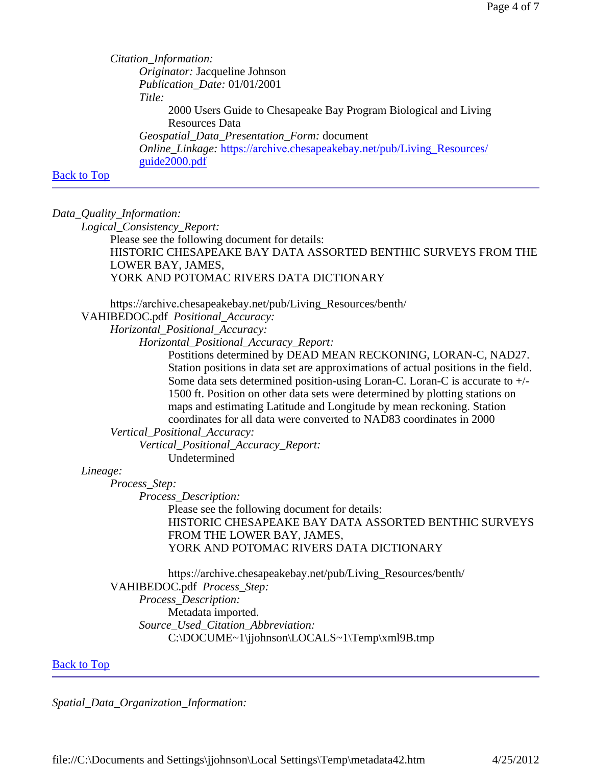*Citation_Information:*

*Originator:* Jacqueline Johnson

*Publication_Date:* 01/01/2001

*Title:*

2000 Users Guide to Chesapeake Bay Program Biological and Living Resources Data

*Geospatial_Data_Presentation_Form:* document

*Online_Linkage:* [https://archive.chesapeakebay.net/pub/Living_Resources/guide2000.pdf](https://archive.chesapeakebay.net/pub/Living_Resources/guide2000.pdf)

[Back to Top]

---

*Data_Quality_Information:*

*Logical_Consistency_Report:*

Please see the following document for details:
HISTORIC CHESAPEAKE BAY DATA ASSORTED BENTHIC SURVEYS FROM THE LOWER BAY, JAMES,
YORK AND POTOMAC RIVERS DATA DICTIONARY

https://archive.chesapeakebay.net/pub/Living_Resources/benth/VAHIBEDOC.pdf

*Positional_Accuracy:*

*Horizontal_Positional_Accuracy:*

*Horizontal_Positional_Accuracy_Report:*

Postitions determined by DEAD MEAN RECKONING, LORAN-C, NAD27. Station positions in data set are approximations of actual positions in the field. Some data sets determined position-using Loran-C. Loran-C is accurate to +/- 1500 ft. Position on other data sets were determined by plotting stations on maps and estimating Latitude and Longitude by mean reckoning. Station coordinates for all data were converted to NAD83 coordinates in 2000

*Vertical_Positional_Accuracy:*

*Vertical_Positional_Accuracy_Report:*

Undetermined

*Lineage:*

*Process_Step:*

*Process_Description:*

Please see the following document for details:
HISTORIC CHESAPEAKE BAY DATA ASSORTED BENTHIC SURVEYS FROM THE LOWER BAY, JAMES,
YORK AND POTOMAC RIVERS DATA DICTIONARY

https://archive.chesapeakebay.net/pub/Living_Resources/benth/VAHIBEDOC.pdf

*Process_Step:*

*Process_Description:*

Metadata imported.

*Source_Used_Citation_Abbreviation:*

C:\DOCUME~1\jjohnson\LOCALS~1\Temp\xml9B.tmp

[Back to Top]

---

*Spatial_Data_Organization_Information:*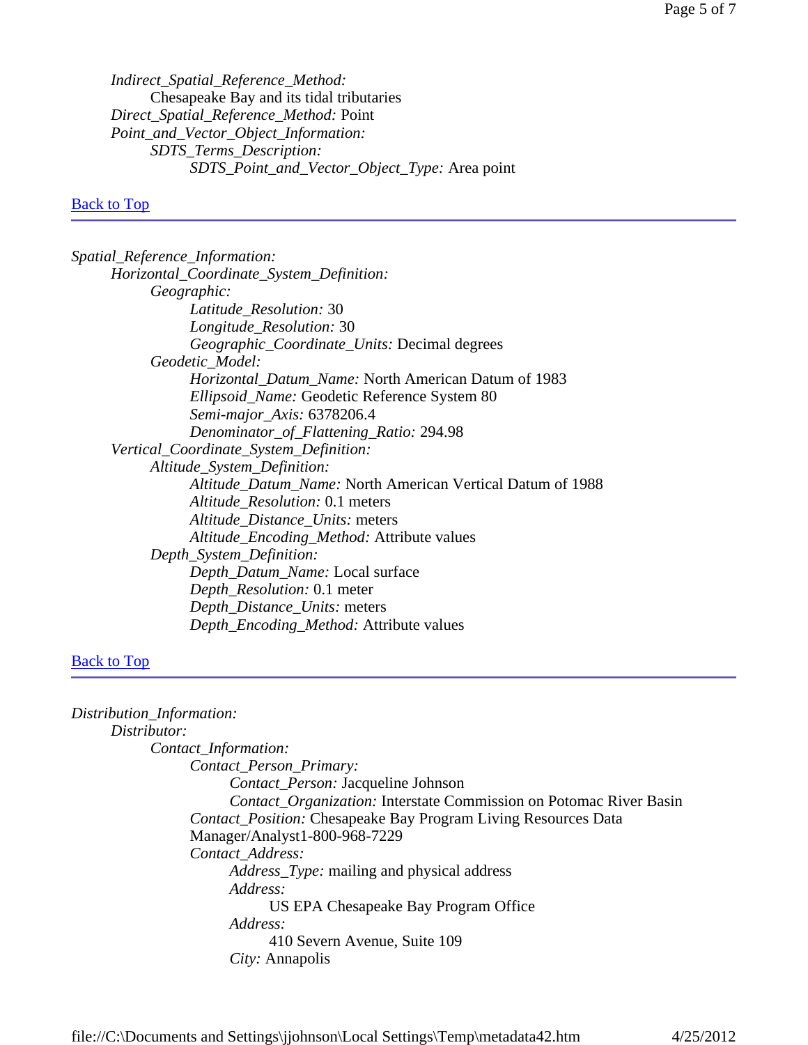*Indirect_Spatial_Reference_Method:*
  Chesapeake Bay and its tidal tributaries
*Direct_Spatial_Reference_Method:* Point
*Point_and_Vector_Object_Information:*
  *SDTS_Terms_Description:*
    *SDTS_Point_and_Vector_Object_Type:* Area point

Back to Top

---

*Spatial_Reference_Information:*
  *Horizontal_Coordinate_System_Definition:*
    *Geographic:*
      *Latitude_Resolution:* 30
      *Longitude_Resolution:* 30
      *Geographic_Coordinate_Units:* Decimal degrees
    *Geodetic_Model:*
      *Horizontal_Datum_Name:* North American Datum of 1983
      *Ellipsoid_Name:* Geodetic Reference System 80
      *Semi-major_Axis:* 6378206.4
      *Denominator_of_Flattening_Ratio:* 294.98
  *Vertical_Coordinate_System_Definition:*
    *Altitude_System_Definition:*
      *Altitude_Datum_Name:* North American Vertical Datum of 1988
      *Altitude_Resolution:* 0.1 meters
      *Altitude_Distance_Units:* meters
      *Altitude_Encoding_Method:* Attribute values
    *Depth_System_Definition:*
      *Depth_Datum_Name:* Local surface
      *Depth_Resolution:* 0.1 meter
      *Depth_Distance_Units:* meters
      *Depth_Encoding_Method:* Attribute values

Back to Top

---

*Distribution_Information:*
  *Distributor:*
    *Contact_Information:*
      *Contact_Person_Primary:*
        *Contact_Person:* Jacqueline Johnson
        *Contact_Organization:* Interstate Commission on Potomac River Basin
      *Contact_Position:* Chesapeake Bay Program Living Resources Data Manager/Analyst1-800-968-7229
      *Contact_Address:*
        *Address_Type:* mailing and physical address
        *Address:*
          US EPA Chesapeake Bay Program Office
        *Address:*
          410 Severn Avenue, Suite 109
        *City:* Annapolis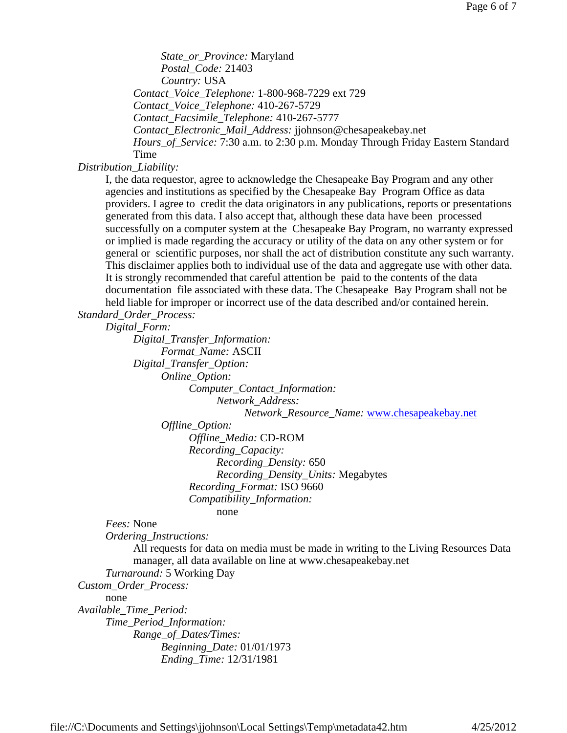*State_or_Province:* Maryland
*Postal_Code:* 21403
*Country:* USA

*Contact_Voice_Telephone:* 1-800-968-7229 ext 729
*Contact_Voice_Telephone:* 410-267-5729
*Contact_Facsimile_Telephone:* 410-267-5777
*Contact_Electronic_Mail_Address:* jjohnson@chesapeakebay.net
*Hours_of_Service:* 7:30 a.m. to 2:30 p.m. Monday Through Friday Eastern Standard Time

*Distribution_Liability:*

I, the data requestor, agree to acknowledge the Chesapeake Bay Program and any other agencies and institutions as specified by the Chesapeake Bay Program Office as data providers. I agree to credit the data originators in any publications, reports or presentations generated from this data. I also accept that, although these data have been processed successfully on a computer system at the Chesapeake Bay Program, no warranty expressed or implied is made regarding the accuracy or utility of the data on any other system or for general or scientific purposes, nor shall the act of distribution constitute any such warranty. This disclaimer applies both to individual use of the data and aggregate use with other data. It is strongly recommended that careful attention be paid to the contents of the data documentation file associated with these data. The Chesapeake Bay Program shall not be held liable for improper or incorrect use of the data described and/or contained herein.

*Standard_Order_Process:*

*Digital_Form:*

*Digital_Transfer_Information:*

*Format_Name:* ASCII

*Digital_Transfer_Option:*

*Online_Option:*

*Computer_Contact_Information:*

*Network_Address:*

*Network_Resource_Name:* www.chesapeakebay.net

*Offline_Option:*

*Offline_Media:* CD-ROM

*Recording_Capacity:*

*Recording_Density:* 650
*Recording_Density_Units:* Megabytes

*Recording_Format:* ISO 9660

*Compatibility_Information:*

none

*Fees:* None

*Ordering_Instructions:*

All requests for data on media must be made in writing to the Living Resources Data manager, all data available on line at www.chesapeakebay.net

*Turnaround:* 5 Working Day

*Custom_Order_Process:*

none

*Available_Time_Period:*

*Time_Period_Information:*

*Range_of_Dates/Times:*

*Beginning_Date:* 01/01/1973
*Ending_Time:* 12/31/1981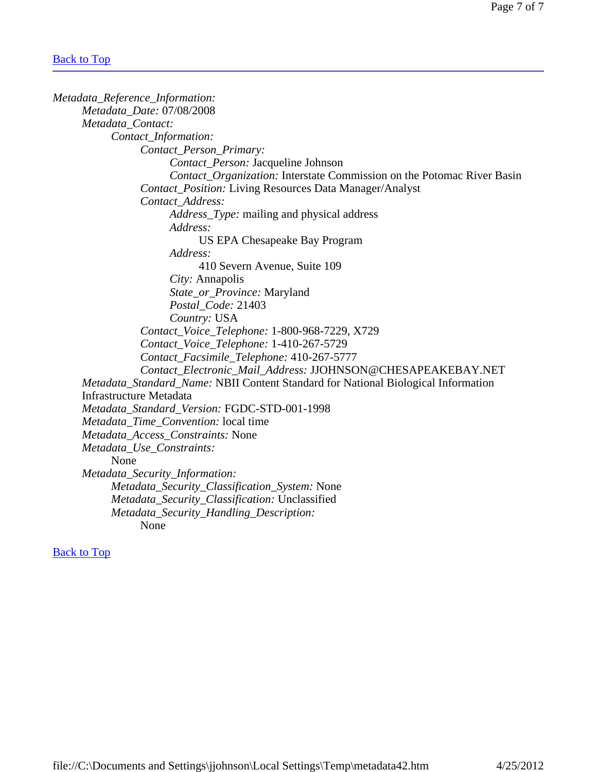Back to Top

*Metadata_Reference_Information:*
- *Metadata_Date:* 07/08/2008
- *Metadata_Contact:*
  - *Contact_Information:*
    - *Contact_Person_Primary:*
      - *Contact_Person:* Jacqueline Johnson
      - *Contact_Organization:* Interstate Commission on the Potomac River Basin
    - *Contact_Position:* Living Resources Data Manager/Analyst
    - *Contact_Address:*
      - *Address_Type:* mailing and physical address
      - *Address:*
        US EPA Chesapeake Bay Program
      - *Address:*
        410 Severn Avenue, Suite 109
      - *City:* Annapolis
      - *State_or_Province:* Maryland
      - *Postal_Code:* 21403
      - *Country:* USA
    - *Contact_Voice_Telephone:* 1-800-968-7229, X729
    - *Contact_Voice_Telephone:* 1-410-267-5729
    - *Contact_Facsimile_Telephone:* 410-267-5777
    - *Contact_Electronic_Mail_Address:* JJOHNSON@CHESAPEAKEBAY.NET
- *Metadata_Standard_Name:* NBII Content Standard for National Biological Information Infrastructure Metadata
- *Metadata_Standard_Version:* FGDC-STD-001-1998
- *Metadata_Time_Convention:* local time
- *Metadata_Access_Constraints:* None
- *Metadata_Use_Constraints:*
  None
- *Metadata_Security_Information:*
  - *Metadata_Security_Classification_System:* None
  - *Metadata_Security_Classification:* Unclassified
  - *Metadata_Security_Handling_Description:*
    None

Back to Top